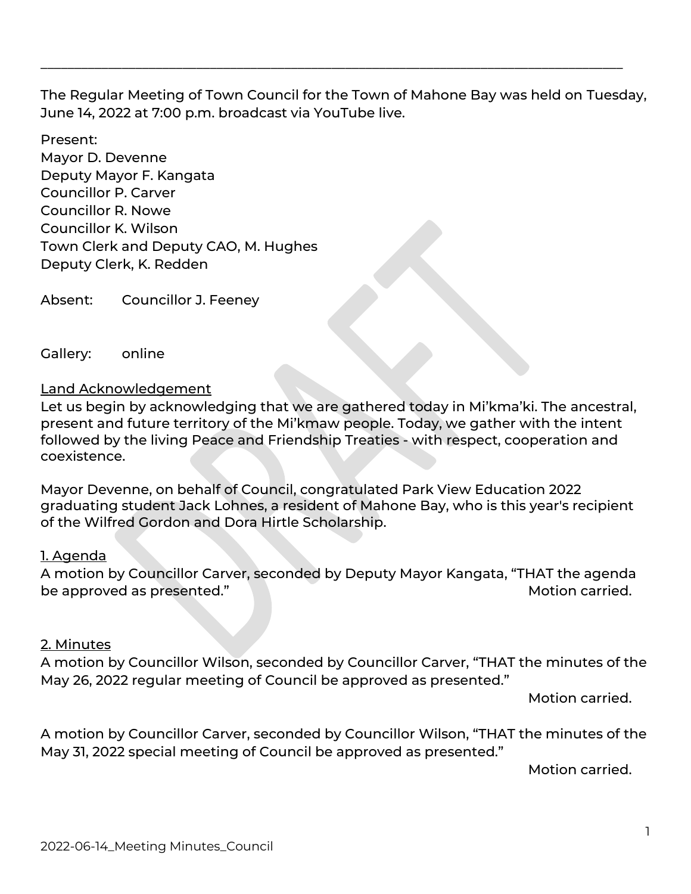The Regular Meeting of Town Council for the Town of Mahone Bay was held on Tuesday, June 14, 2022 at 7:00 p.m. broadcast via YouTube live.

Present:
Mayor D. Devenne
Deputy Mayor F. Kangata
Councillor P. Carver
Councillor R. Nowe
Councillor K. Wilson
Town Clerk and Deputy CAO, M. Hughes
Deputy Clerk, K. Redden

Absent: Councillor J. Feeney

Gallery: online

Land Acknowledgement

Let us begin by acknowledging that we are gathered today in Mi'kma'ki. The ancestral, present and future territory of the Mi'kmaw people. Today, we gather with the intent followed by the living Peace and Friendship Treaties - with respect, cooperation and coexistence.

Mayor Devenne, on behalf of Council, congratulated Park View Education 2022 graduating student Jack Lohnes, a resident of Mahone Bay, who is this year's recipient of the Wilfred Gordon and Dora Hirtle Scholarship.

1. Agenda

A motion by Councillor Carver, seconded by Deputy Mayor Kangata, "THAT the agenda be approved as presented." Motion carried.

2. Minutes

A motion by Councillor Wilson, seconded by Councillor Carver, "THAT the minutes of the May 26, 2022 regular meeting of Council be approved as presented."

Motion carried.

A motion by Councillor Carver, seconded by Councillor Wilson, "THAT the minutes of the May 31, 2022 special meeting of Council be approved as presented."

Motion carried.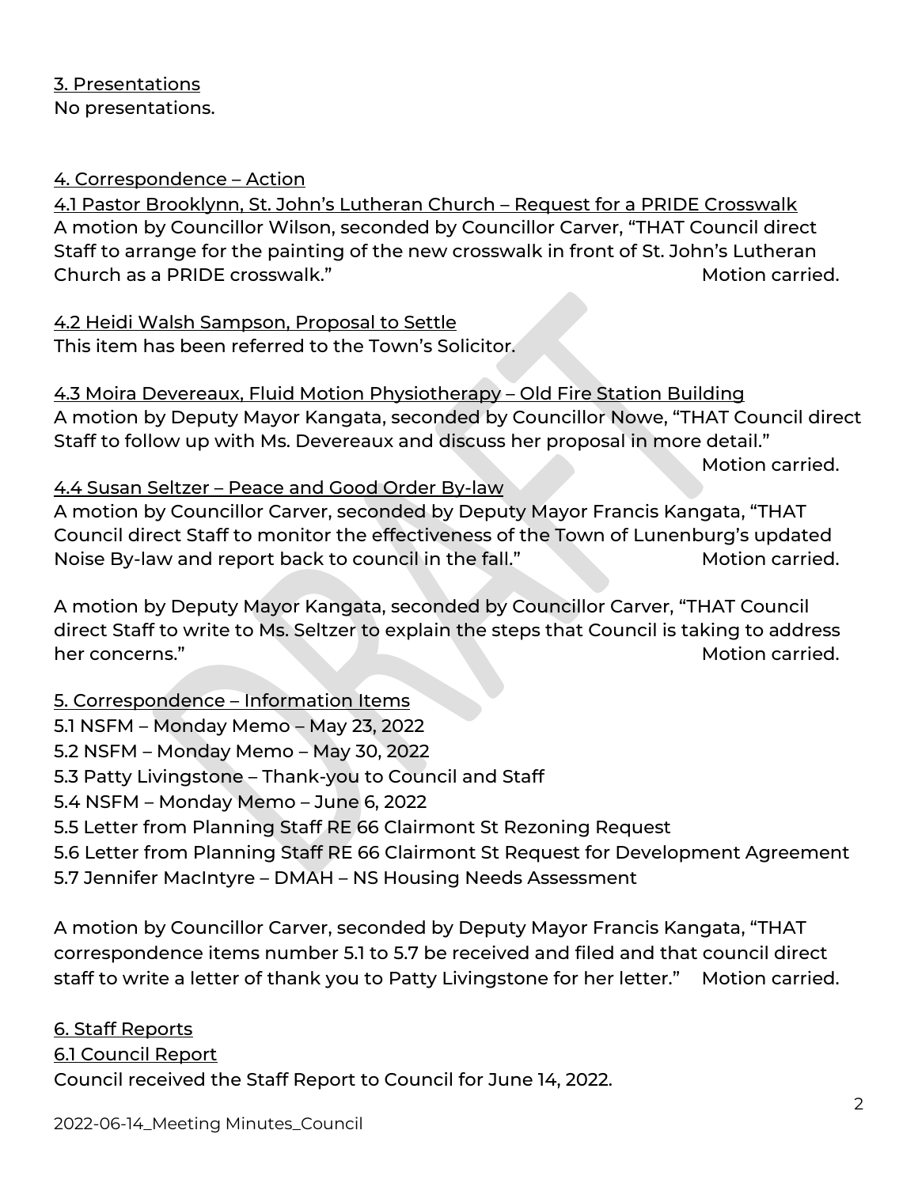3. Presentations

No presentations.

4. Correspondence – Action

4.1 Pastor Brooklynn, St. John's Lutheran Church – Request for a PRIDE Crosswalk

A motion by Councillor Wilson, seconded by Councillor Carver, "THAT Council direct Staff to arrange for the painting of the new crosswalk in front of St. John's Lutheran Church as a PRIDE crosswalk." Motion carried.

4.2 Heidi Walsh Sampson, Proposal to Settle

This item has been referred to the Town's Solicitor.

4.3 Moira Devereaux, Fluid Motion Physiotherapy – Old Fire Station Building

A motion by Deputy Mayor Kangata, seconded by Councillor Nowe, "THAT Council direct Staff to follow up with Ms. Devereaux and discuss her proposal in more detail." Motion carried.

4.4 Susan Seltzer – Peace and Good Order By-law

A motion by Councillor Carver, seconded by Deputy Mayor Francis Kangata, "THAT Council direct Staff to monitor the effectiveness of the Town of Lunenburg's updated Noise By-law and report back to council in the fall." Motion carried.

A motion by Deputy Mayor Kangata, seconded by Councillor Carver, "THAT Council direct Staff to write to Ms. Seltzer to explain the steps that Council is taking to address her concerns." Motion carried.

5. Correspondence – Information Items

5.1 NSFM – Monday Memo – May 23, 2022
5.2 NSFM – Monday Memo – May 30, 2022
5.3 Patty Livingstone – Thank-you to Council and Staff
5.4 NSFM – Monday Memo – June 6, 2022
5.5 Letter from Planning Staff RE 66 Clairmont St Rezoning Request
5.6 Letter from Planning Staff RE 66 Clairmont St Request for Development Agreement
5.7 Jennifer MacIntyre – DMAH – NS Housing Needs Assessment

A motion by Councillor Carver, seconded by Deputy Mayor Francis Kangata, "THAT correspondence items number 5.1 to 5.7 be received and filed and that council direct staff to write a letter of thank you to Patty Livingstone for her letter." Motion carried.

6. Staff Reports

6.1 Council Report

Council received the Staff Report to Council for June 14, 2022.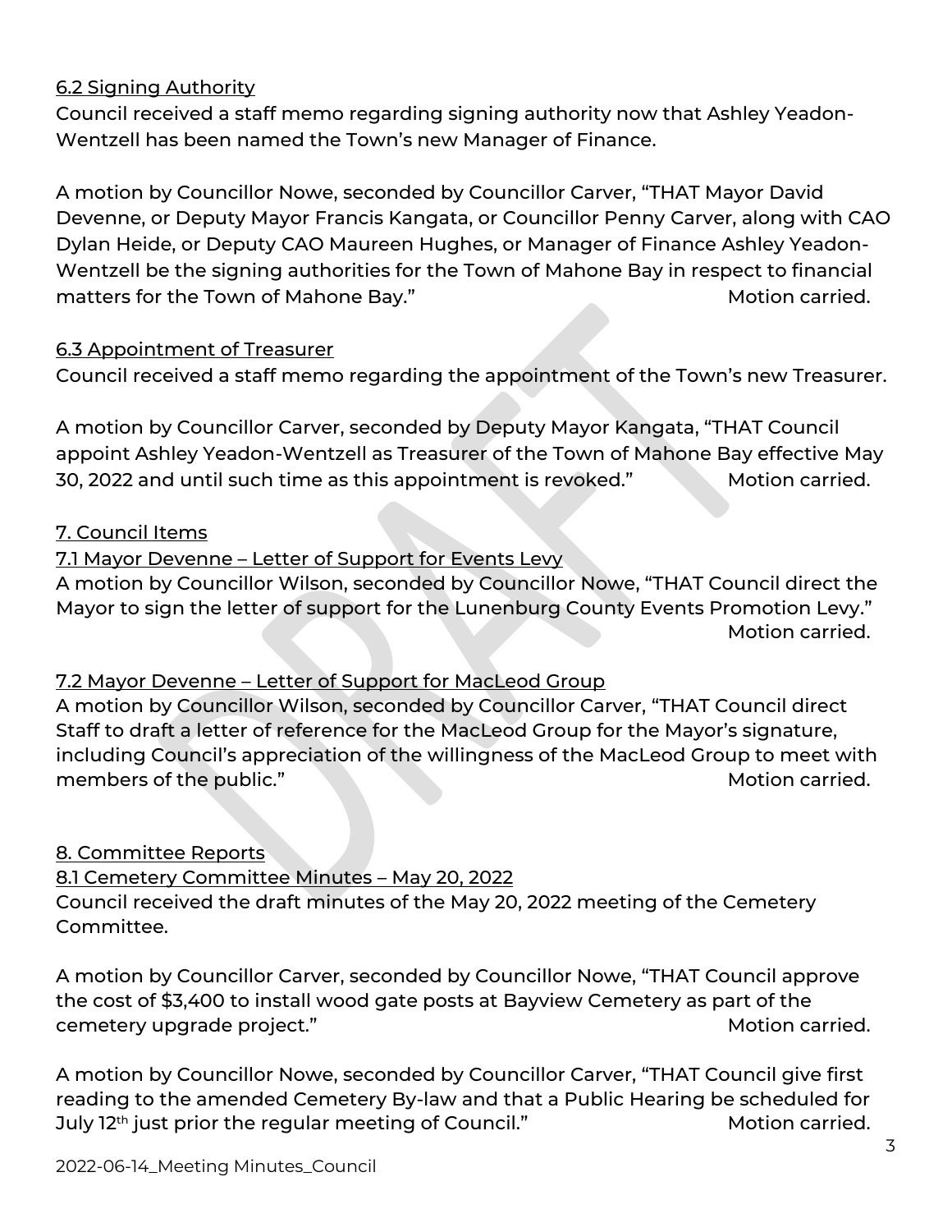6.2 Signing Authority

Council received a staff memo regarding signing authority now that Ashley Yeadon-Wentzell has been named the Town's new Manager of Finance.

A motion by Councillor Nowe, seconded by Councillor Carver, "THAT Mayor David Devenne, or Deputy Mayor Francis Kangata, or Councillor Penny Carver, along with CAO Dylan Heide, or Deputy CAO Maureen Hughes, or Manager of Finance Ashley Yeadon-Wentzell be the signing authorities for the Town of Mahone Bay in respect to financial matters for the Town of Mahone Bay." Motion carried.

6.3 Appointment of Treasurer

Council received a staff memo regarding the appointment of the Town's new Treasurer.

A motion by Councillor Carver, seconded by Deputy Mayor Kangata, "THAT Council appoint Ashley Yeadon-Wentzell as Treasurer of the Town of Mahone Bay effective May 30, 2022 and until such time as this appointment is revoked." Motion carried.

7. Council Items

7.1 Mayor Devenne – Letter of Support for Events Levy

A motion by Councillor Wilson, seconded by Councillor Nowe, "THAT Council direct the Mayor to sign the letter of support for the Lunenburg County Events Promotion Levy." Motion carried.

7.2 Mayor Devenne – Letter of Support for MacLeod Group

A motion by Councillor Wilson, seconded by Councillor Carver, "THAT Council direct Staff to draft a letter of reference for the MacLeod Group for the Mayor's signature, including Council's appreciation of the willingness of the MacLeod Group to meet with members of the public." Motion carried.

8. Committee Reports

8.1 Cemetery Committee Minutes – May 20, 2022

Council received the draft minutes of the May 20, 2022 meeting of the Cemetery Committee.

A motion by Councillor Carver, seconded by Councillor Nowe, "THAT Council approve the cost of $3,400 to install wood gate posts at Bayview Cemetery as part of the cemetery upgrade project." Motion carried.

A motion by Councillor Nowe, seconded by Councillor Carver, "THAT Council give first reading to the amended Cemetery By-law and that a Public Hearing be scheduled for July 12th just prior the regular meeting of Council." Motion carried.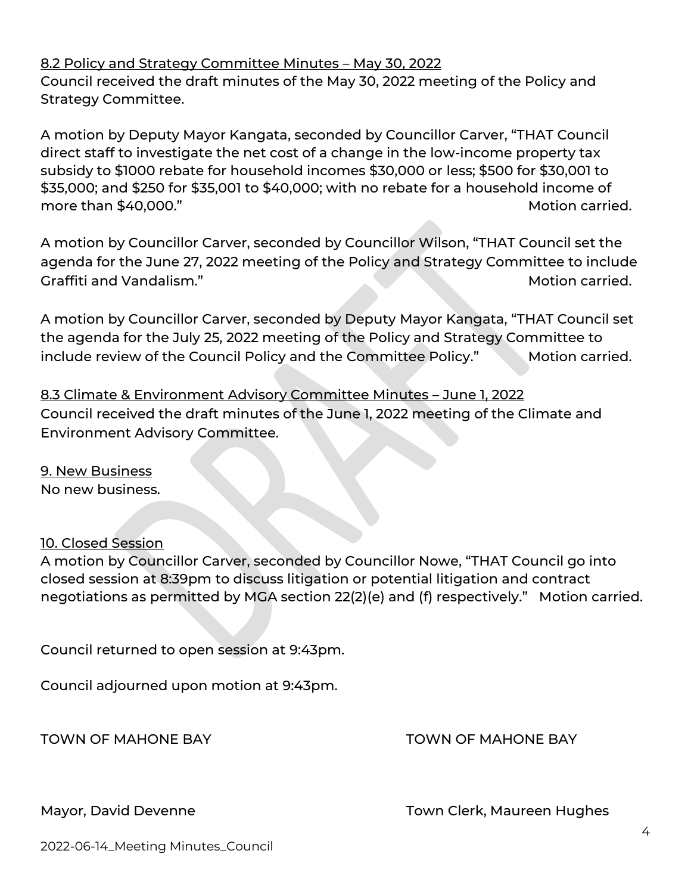8.2 Policy and Strategy Committee Minutes – May 30, 2022

Council received the draft minutes of the May 30, 2022 meeting of the Policy and Strategy Committee.

A motion by Deputy Mayor Kangata, seconded by Councillor Carver, "THAT Council direct staff to investigate the net cost of a change in the low-income property tax subsidy to $1000 rebate for household incomes $30,000 or less; $500 for $30,001 to $35,000; and $250 for $35,001 to $40,000; with no rebate for a household income of more than $40,000." Motion carried.

A motion by Councillor Carver, seconded by Councillor Wilson, "THAT Council set the agenda for the June 27, 2022 meeting of the Policy and Strategy Committee to include Graffiti and Vandalism." Motion carried.

A motion by Councillor Carver, seconded by Deputy Mayor Kangata, "THAT Council set the agenda for the July 25, 2022 meeting of the Policy and Strategy Committee to include review of the Council Policy and the Committee Policy." Motion carried.

8.3 Climate & Environment Advisory Committee Minutes – June 1, 2022

Council received the draft minutes of the June 1, 2022 meeting of the Climate and Environment Advisory Committee.

9. New Business

No new business.

10. Closed Session

A motion by Councillor Carver, seconded by Councillor Nowe, "THAT Council go into closed session at 8:39pm to discuss litigation or potential litigation and contract negotiations as permitted by MGA section 22(2)(e) and (f) respectively." Motion carried.

Council returned to open session at 9:43pm.

Council adjourned upon motion at 9:43pm.

TOWN OF MAHONE BAY TOWN OF MAHONE BAY

Mayor, David Devenne Town Clerk, Maureen Hughes